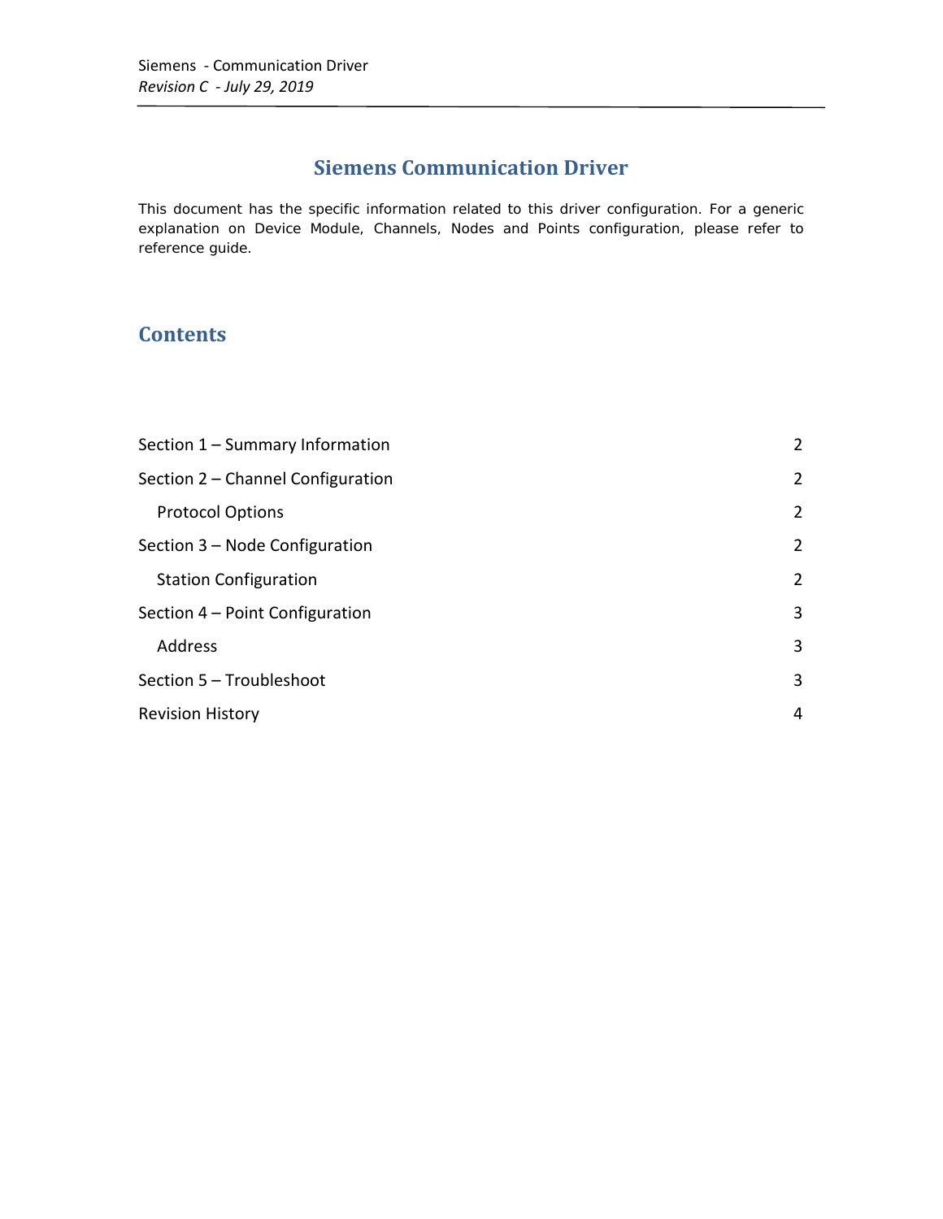# Siemens Communication Driver

This document has the specific information related to this driver configuration. For a generic explanation on Device Module, Channels, Nodes and Points configuration, please refer to reference guide.

## Contents

| | |
|---|---|
| Section 1 – Summary Information | 2 |
| Section 2 – Channel Configuration | 2 |
| Protocol Options | 2 |
| Section 3 – Node Configuration | 2 |
| Station Configuration | 2 |
| Section 4 – Point Configuration | 3 |
| Address | 3 |
| Section 5 – Troubleshoot | 3 |
| Revision History | 4 |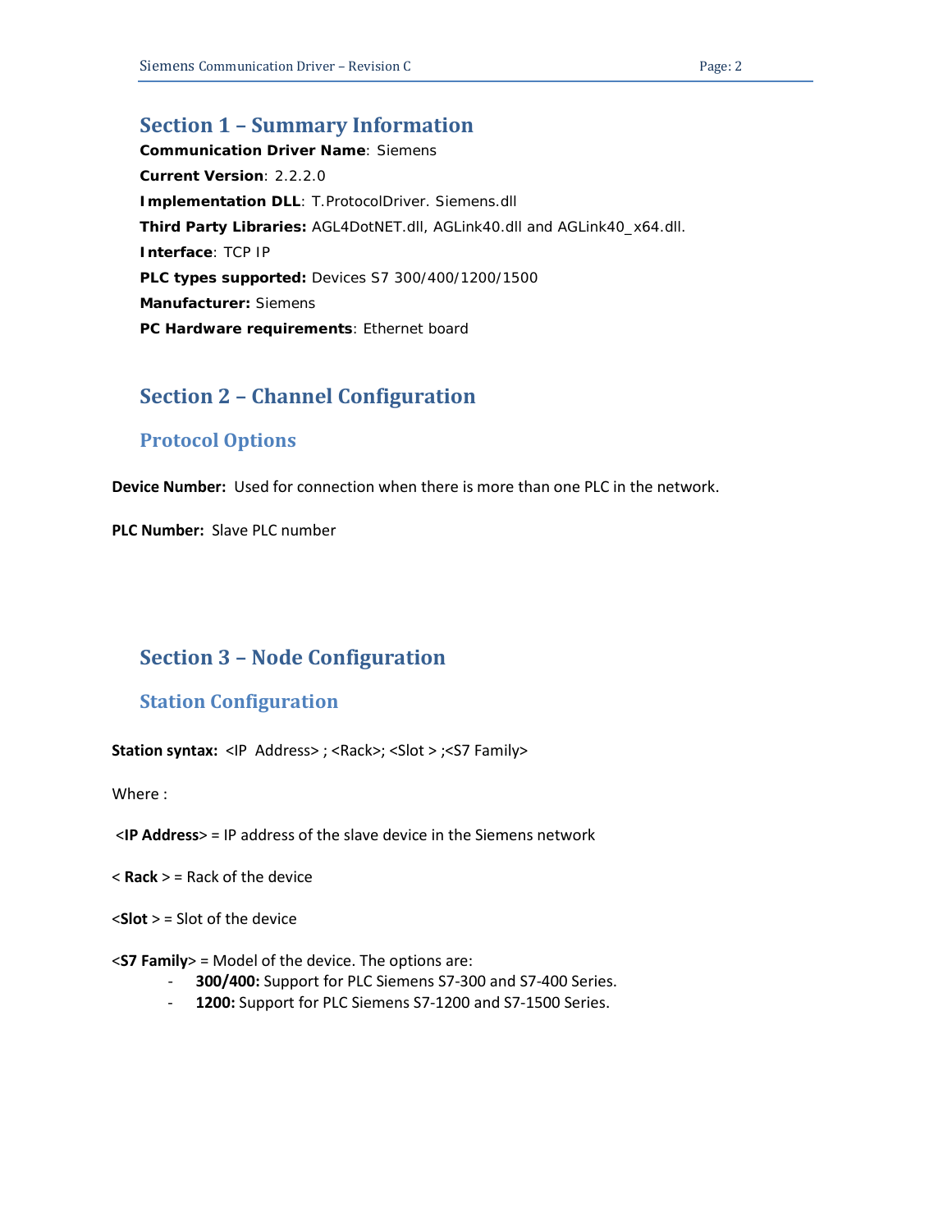# Section 1 – Summary Information

**Communication Driver Name**: Siemens

**Current Version**: 2.2.2.0

**Implementation DLL**: T.ProtocolDriver. Siemens.dll

**Third Party Libraries:** AGL4DotNET.dll, AGLink40.dll and AGLink40_x64.dll.

**Interface**: TCP IP

**PLC types supported:** Devices S7 300/400/1200/1500

**Manufacturer:** Siemens

**PC Hardware requirements**: Ethernet board

# Section 2 – Channel Configuration

## Protocol Options

**Device Number:** Used for connection when there is more than one PLC in the network.

**PLC Number:** Slave PLC number

# Section 3 – Node Configuration

## Station Configuration

**Station syntax:** <IP Address> ; <Rack>; <Slot > ;<S7 Family>

Where :

<**IP Address**> = IP address of the slave device in the Siemens network

< **Rack** > = Rack of the device

<**Slot** > = Slot of the device

<**S7 Family**> = Model of the device. The options are:

- **300/400:** Support for PLC Siemens S7-300 and S7-400 Series.
- **1200:** Support for PLC Siemens S7-1200 and S7-1500 Series.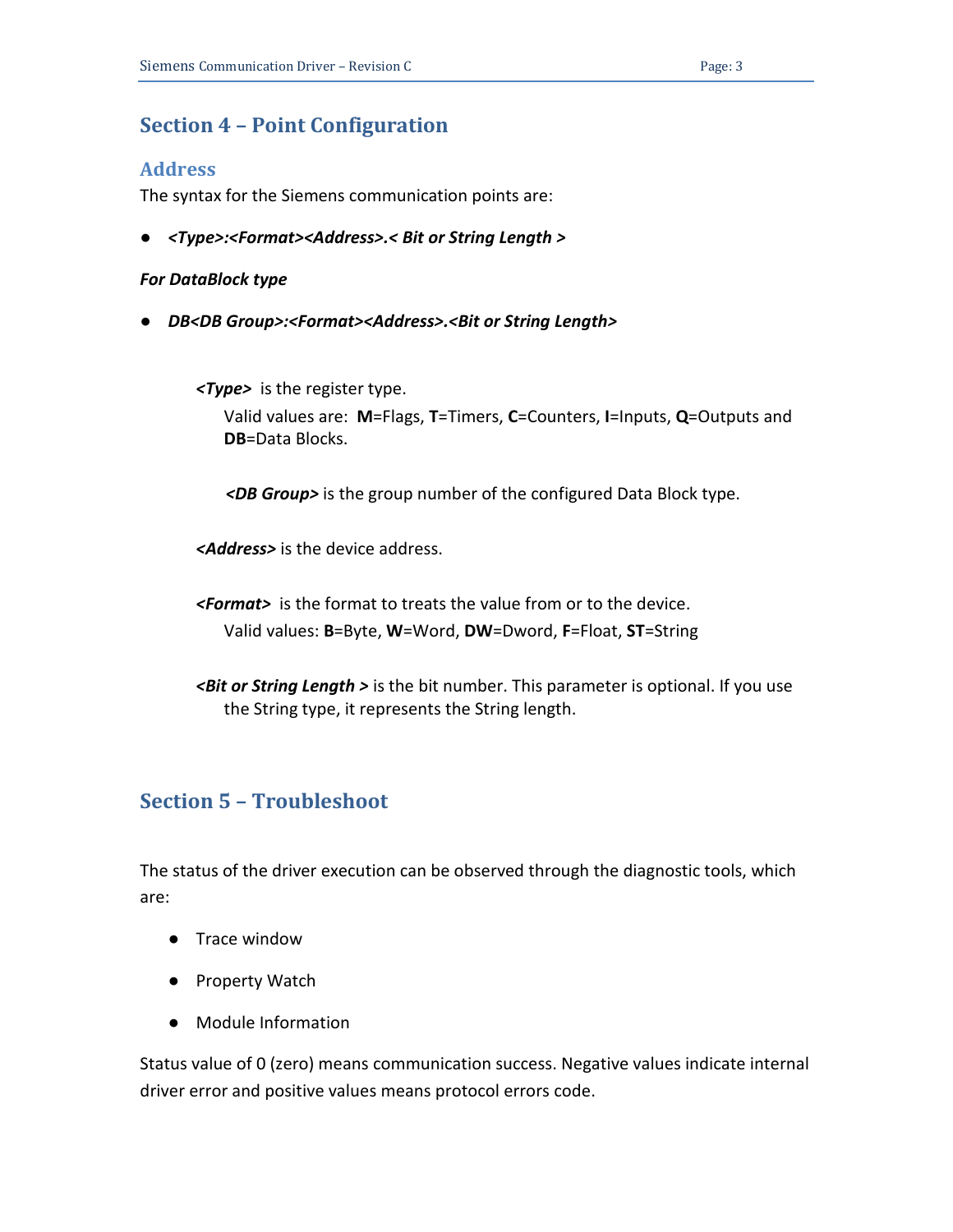## Section 4 – Point Configuration

### Address

The syntax for the Siemens communication points are:

- ***<Type>:<Format><Address>.< Bit or String Length >***

***For DataBlock type***

- ***DB<DB Group>:<Format><Address>.<Bit or String Length>***

***<Type>*** is the register type.

Valid values are: **M**=Flags, **T**=Timers, **C**=Counters, **I**=Inputs, **Q**=Outputs and **DB**=Data Blocks.

***<DB Group>*** is the group number of the configured Data Block type.

***<Address>*** is the device address.

***<Format>*** is the format to treats the value from or to the device.

Valid values: **B**=Byte, **W**=Word, **DW**=Dword, **F**=Float, **ST**=String

***<Bit or String Length >*** is the bit number. This parameter is optional. If you use the String type, it represents the String length.

## Section 5 – Troubleshoot

The status of the driver execution can be observed through the diagnostic tools, which are:

- Trace window
- Property Watch
- Module Information

Status value of 0 (zero) means communication success. Negative values indicate internal driver error and positive values means protocol errors code.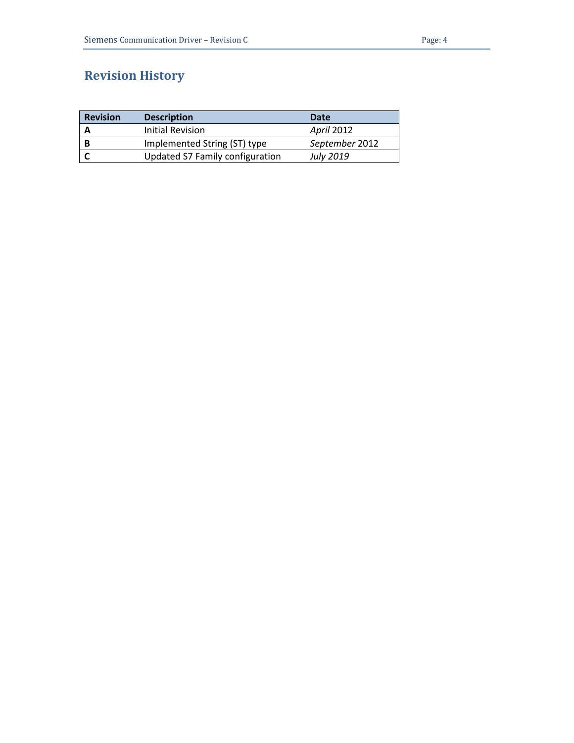## Revision History

| Revision | Description | Date |
|---|---|---|
| **A** | Initial Revision | *April* 2012 |
| **B** | Implemented String (ST) type | *September* 2012 |
| **C** | Updated S7 Family configuration | *July 2019* |